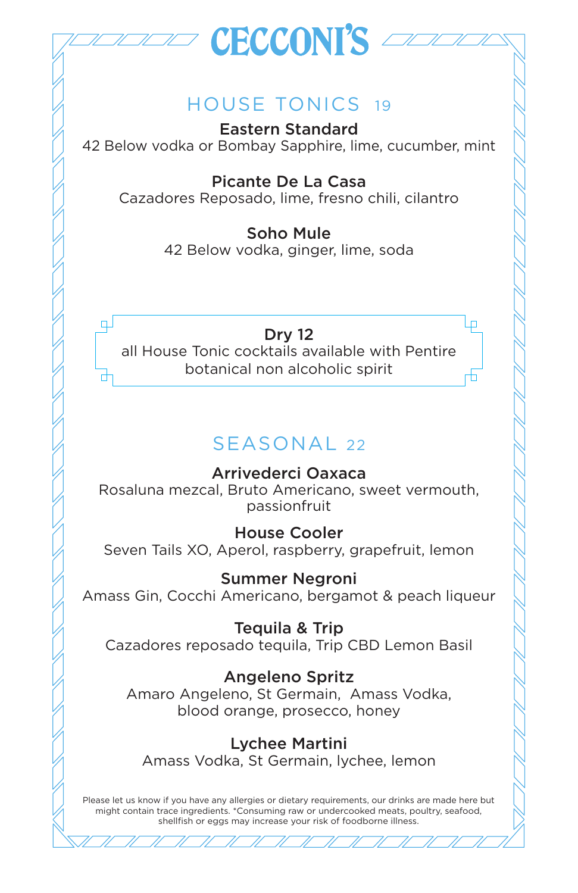# CECCONI'S

## HOUSE TONICS 19

**Eastern Standard**
42 Below vodka or Bombay Sapphire, lime, cucumber, mint

**Picante De La Casa**
Cazadores Reposado, lime, fresno chili, cilantro

**Soho Mule**
42 Below vodka, ginger, lime, soda

**Dry 12**
all House Tonic cocktails available with Pentire botanical non alcoholic spirit

## SEASONAL 22

**Arrivederci Oaxaca**
Rosaluna mezcal, Bruto Americano, sweet vermouth, passionfruit

**House Cooler**
Seven Tails XO, Aperol, raspberry, grapefruit, lemon

**Summer Negroni**
Amass Gin, Cocchi Americano, bergamot & peach liqueur

**Tequila & Trip**
Cazadores reposado tequila, Trip CBD Lemon Basil

**Angeleno Spritz**
Amaro Angeleno, St Germain, Amass Vodka, blood orange, prosecco, honey

**Lychee Martini**
Amass Vodka, St Germain, lychee, lemon

Please let us know if you have any allergies or dietary requirements, our drinks are made here but might contain trace ingredients. *Consuming raw or undercooked meats, poultry, seafood, shellfish or eggs may increase your risk of foodborne illness.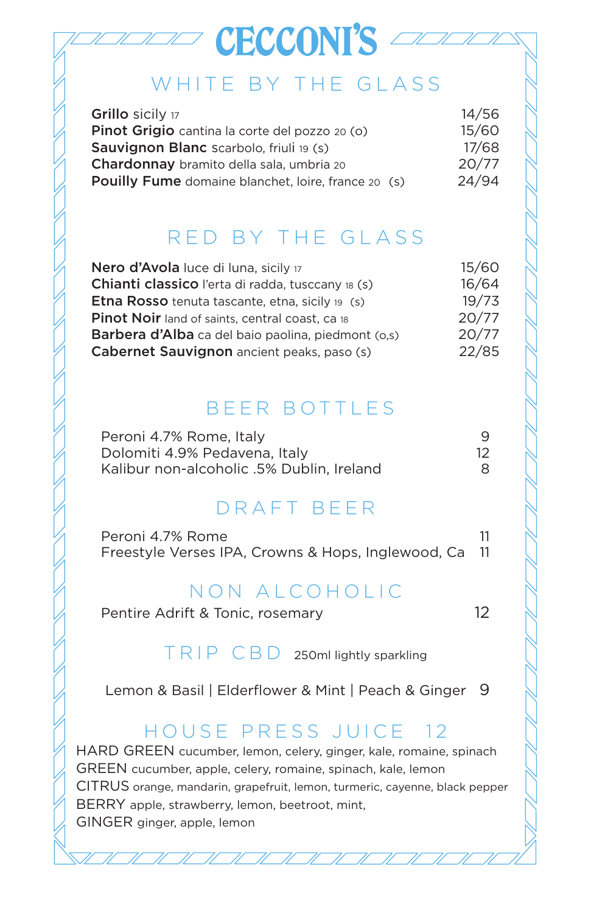# CECCONI'S

## WHITE BY THE GLASS

| | |
|---|---|
| **Grillo** sicily 17 | 14/56 |
| **Pinot Grigio** cantina la corte del pozzo 20 (o) | 15/60 |
| **Sauvignon Blanc** scarbolo, friuli 19 (s) | 17/68 |
| **Chardonnay** bramito della sala, umbria 20 | 20/77 |
| **Pouilly Fume** domaine blanchet, loire, france 20 (s) | 24/94 |

## RED BY THE GLASS

| | |
|---|---|
| **Nero d'Avola** luce di luna, sicily 17 | 15/60 |
| **Chianti classico** l'erta di radda, tusccany 18 (s) | 16/64 |
| **Etna Rosso** tenuta tascante, etna, sicily 19 (s) | 19/73 |
| **Pinot Noir** land of saints, central coast, ca 18 | 20/77 |
| **Barbera d'Alba** ca del baio paolina, piedmont (o,s) | 20/77 |
| **Cabernet Sauvignon** ancient peaks, paso (s) | 22/85 |

## BEER BOTTLES

| | |
|---|---|
| Peroni 4.7% Rome, Italy | 9 |
| Dolomiti 4.9% Pedavena, Italy | 12 |
| Kalibur non-alcoholic .5% Dublin, Ireland | 8 |

## DRAFT BEER

| | |
|---|---|
| Peroni 4.7% Rome | 11 |
| Freestyle Verses IPA, Crowns & Hops, Inglewood, Ca | 11 |

## NON ALCOHOLIC

| | |
|---|---|
| Pentire Adrift & Tonic, rosemary | 12 |

## TRIP CBD 250ml lightly sparkling

Lemon & Basil | Elderflower & Mint | Peach & Ginger 9

## HOUSE PRESS JUICE 12

HARD GREEN cucumber, lemon, celery, ginger, kale, romaine, spinach
GREEN cucumber, apple, celery, romaine, spinach, kale, lemon
CITRUS orange, mandarin, grapefruit, lemon, turmeric, cayenne, black pepper
BERRY apple, strawberry, lemon, beetroot, mint,
GINGER ginger, apple, lemon